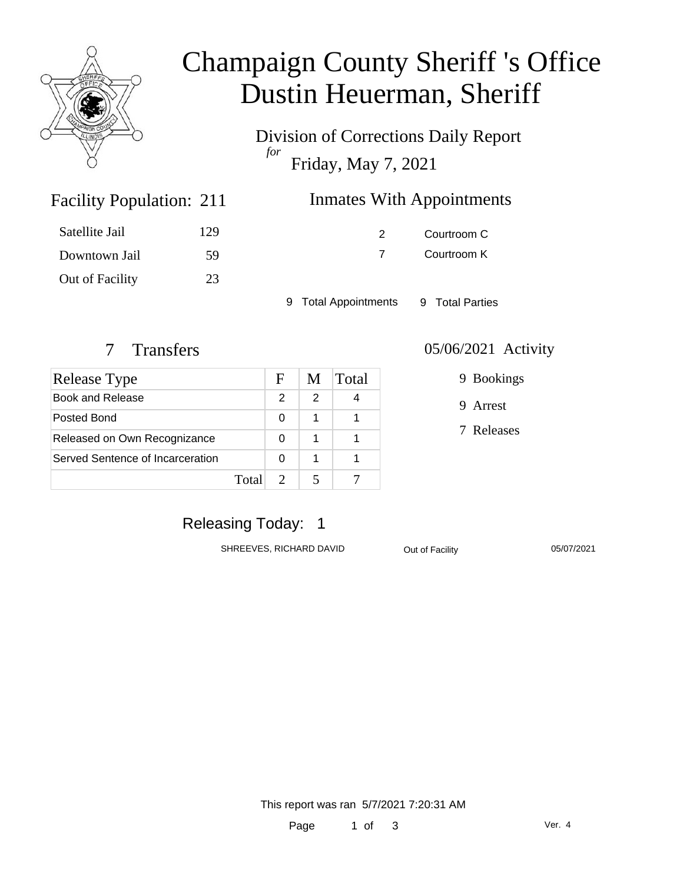# Champaign County Sheriff 's Office
# Dustin Heuerman, Sheriff

Division of Corrections Daily Report
*for*
Friday, May 7, 2021

## Facility Population: 211

| | |
|---|---|
| Satellite Jail | 129 |
| Downtown Jail | 59 |
| Out of Facility | 23 |

## Inmates With Appointments

| | |
|---|---|
| 2 | Courtroom C |
| 7 | Courtroom K |

9 Total Appointments 9 Total Parties

## 7 Transfers

| Release Type | F | M | Total |
|---|---|---|---|
| Book and Release | 2 | 2 | 4 |
| Posted Bond | 0 | 1 | 1 |
| Released on Own Recognizance | 0 | 1 | 1 |
| Served Sentence of Incarceration | 0 | 1 | 1 |
| Total | 2 | 5 | 7 |

## 05/06/2021 Activity

9 Bookings

9 Arrest

7 Releases

## Releasing Today: 1

| | | |
|---|---|---|
| SHREEVES, RICHARD DAVID | Out of Facility | 05/07/2021 |

This report was ran 5/7/2021 7:20:31 AM

Ver. 4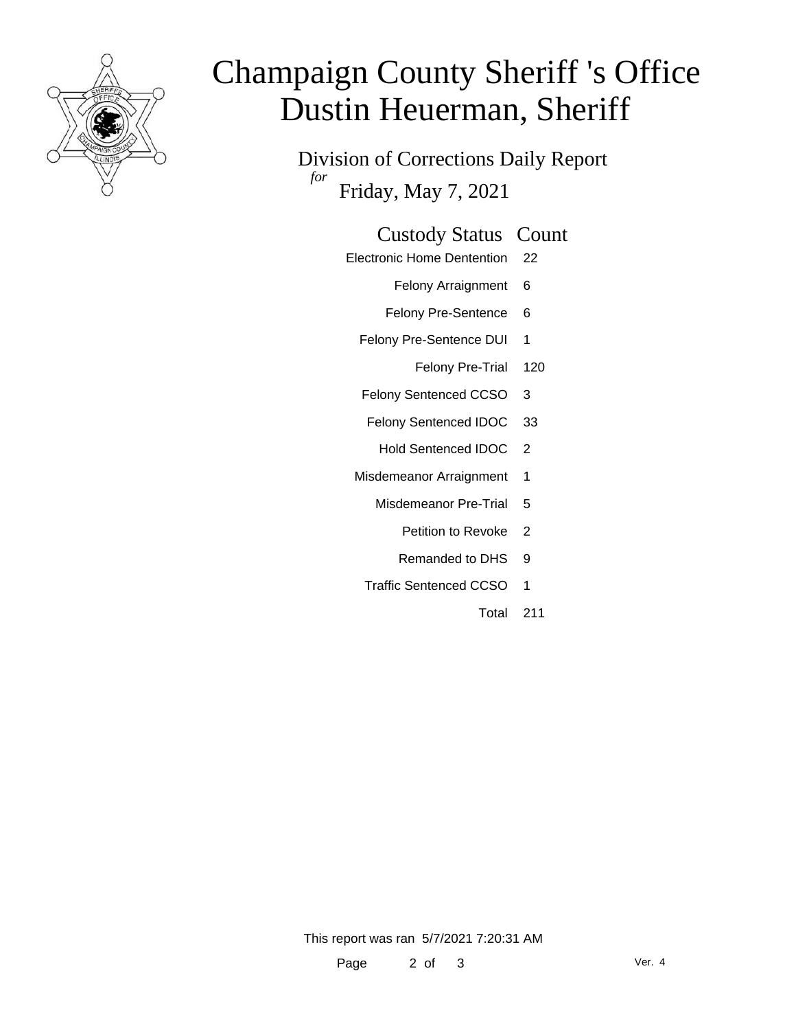# Champaign County Sheriff 's Office
# Dustin Heuerman, Sheriff

Division of Corrections Daily Report

*for*

Friday, May 7, 2021

| Custody Status | Count |
| --- | --- |
| Electronic Home Dentention | 22 |
| Felony Arraignment | 6 |
| Felony Pre-Sentence | 6 |
| Felony Pre-Sentence DUI | 1 |
| Felony Pre-Trial | 120 |
| Felony Sentenced CCSO | 3 |
| Felony Sentenced IDOC | 33 |
| Hold Sentenced IDOC | 2 |
| Misdemeanor Arraignment | 1 |
| Misdemeanor Pre-Trial | 5 |
| Petition to Revoke | 2 |
| Remanded to DHS | 9 |
| Traffic Sentenced CCSO | 1 |
| Total | 211 |

This report was ran 5/7/2021 7:20:31 AM

Ver. 4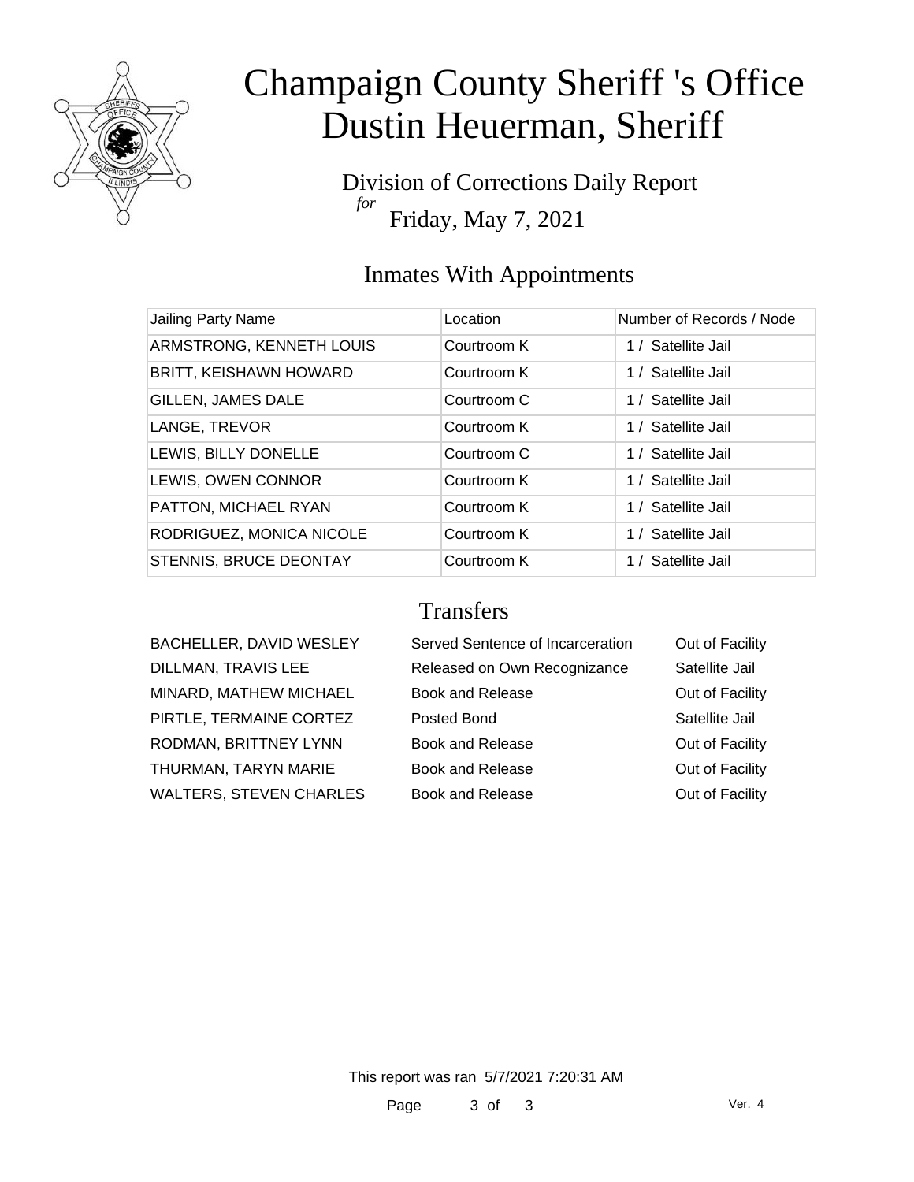# Champaign County Sheriff 's Office
# Dustin Heuerman, Sheriff

Division of Corrections Daily Report
*for*
Friday, May 7, 2021

## Inmates With Appointments

| Jailing Party Name | Location | Number of Records / Node |
|---|---|---|
| ARMSTRONG, KENNETH LOUIS | Courtroom K | 1 / Satellite Jail |
| BRITT, KEISHAWN HOWARD | Courtroom K | 1 / Satellite Jail |
| GILLEN, JAMES DALE | Courtroom C | 1 / Satellite Jail |
| LANGE, TREVOR | Courtroom K | 1 / Satellite Jail |
| LEWIS, BILLY DONELLE | Courtroom C | 1 / Satellite Jail |
| LEWIS, OWEN CONNOR | Courtroom K | 1 / Satellite Jail |
| PATTON, MICHAEL RYAN | Courtroom K | 1 / Satellite Jail |
| RODRIGUEZ, MONICA NICOLE | Courtroom K | 1 / Satellite Jail |
| STENNIS, BRUCE DEONTAY | Courtroom K | 1 / Satellite Jail |

## Transfers

| | | |
|---|---|---|
| BACHELLER, DAVID WESLEY | Served Sentence of Incarceration | Out of Facility |
| DILLMAN, TRAVIS LEE | Released on Own Recognizance | Satellite Jail |
| MINARD, MATHEW MICHAEL | Book and Release | Out of Facility |
| PIRTLE, TERMAINE CORTEZ | Posted Bond | Satellite Jail |
| RODMAN, BRITTNEY LYNN | Book and Release | Out of Facility |
| THURMAN, TARYN MARIE | Book and Release | Out of Facility |
| WALTERS, STEVEN CHARLES | Book and Release | Out of Facility |

This report was ran 5/7/2021 7:20:31 AM

Ver. 4